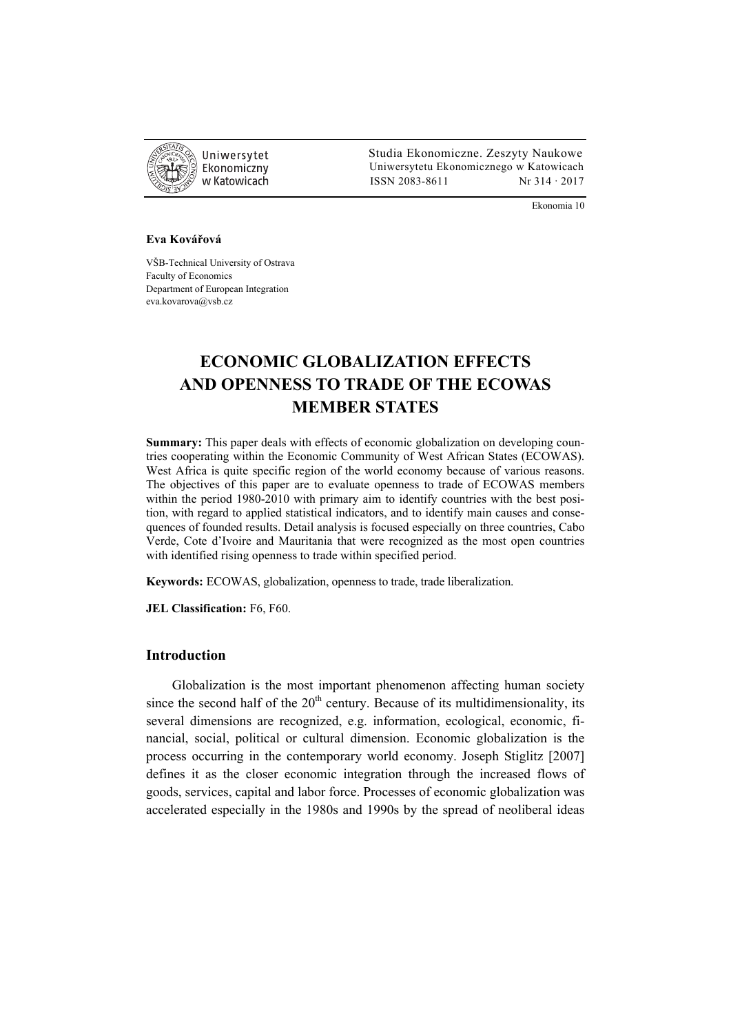Eva Kovářová

VŠB-Technical University of Ostrava
Faculty of Economics
Department of European Integration
eva.kovarova@vsb.cz

# ECONOMIC GLOBALIZATION EFFECTS AND OPENNESS TO TRADE OF THE ECOWAS MEMBER STATES

**Summary:** This paper deals with effects of economic globalization on developing countries cooperating within the Economic Community of West African States (ECOWAS). West Africa is quite specific region of the world economy because of various reasons. The objectives of this paper are to evaluate openness to trade of ECOWAS members within the period 1980-2010 with primary aim to identify countries with the best position, with regard to applied statistical indicators, and to identify main causes and consequences of founded results. Detail analysis is focused especially on three countries, Cabo Verde, Cote d'Ivoire and Mauritania that were recognized as the most open countries with identified rising openness to trade within specified period.

**Keywords:** ECOWAS, globalization, openness to trade, trade liberalization.

**JEL Classification:** F6, F60.

## Introduction

Globalization is the most important phenomenon affecting human society since the second half of the 20th century. Because of its multidimensionality, its several dimensions are recognized, e.g. information, ecological, economic, financial, social, political or cultural dimension. Economic globalization is the process occurring in the contemporary world economy. Joseph Stiglitz [2007] defines it as the closer economic integration through the increased flows of goods, services, capital and labor force. Processes of economic globalization was accelerated especially in the 1980s and 1990s by the spread of neoliberal ideas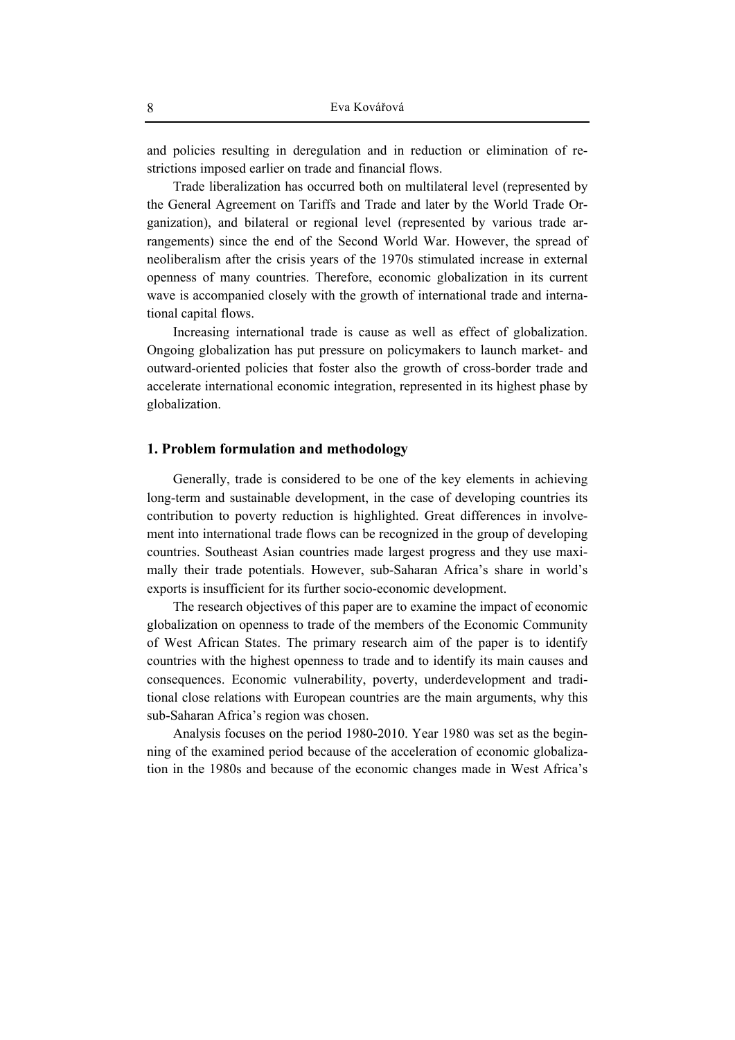and policies resulting in deregulation and in reduction or elimination of restrictions imposed earlier on trade and financial flows.

Trade liberalization has occurred both on multilateral level (represented by the General Agreement on Tariffs and Trade and later by the World Trade Organization), and bilateral or regional level (represented by various trade arrangements) since the end of the Second World War. However, the spread of neoliberalism after the crisis years of the 1970s stimulated increase in external openness of many countries. Therefore, economic globalization in its current wave is accompanied closely with the growth of international trade and international capital flows.

Increasing international trade is cause as well as effect of globalization. Ongoing globalization has put pressure on policymakers to launch market- and outward-oriented policies that foster also the growth of cross-border trade and accelerate international economic integration, represented in its highest phase by globalization.

## 1. Problem formulation and methodology

Generally, trade is considered to be one of the key elements in achieving long-term and sustainable development, in the case of developing countries its contribution to poverty reduction is highlighted. Great differences in involvement into international trade flows can be recognized in the group of developing countries. Southeast Asian countries made largest progress and they use maximally their trade potentials. However, sub-Saharan Africa's share in world's exports is insufficient for its further socio-economic development.

The research objectives of this paper are to examine the impact of economic globalization on openness to trade of the members of the Economic Community of West African States. The primary research aim of the paper is to identify countries with the highest openness to trade and to identify its main causes and consequences. Economic vulnerability, poverty, underdevelopment and traditional close relations with European countries are the main arguments, why this sub-Saharan Africa's region was chosen.

Analysis focuses on the period 1980-2010. Year 1980 was set as the beginning of the examined period because of the acceleration of economic globalization in the 1980s and because of the economic changes made in West Africa's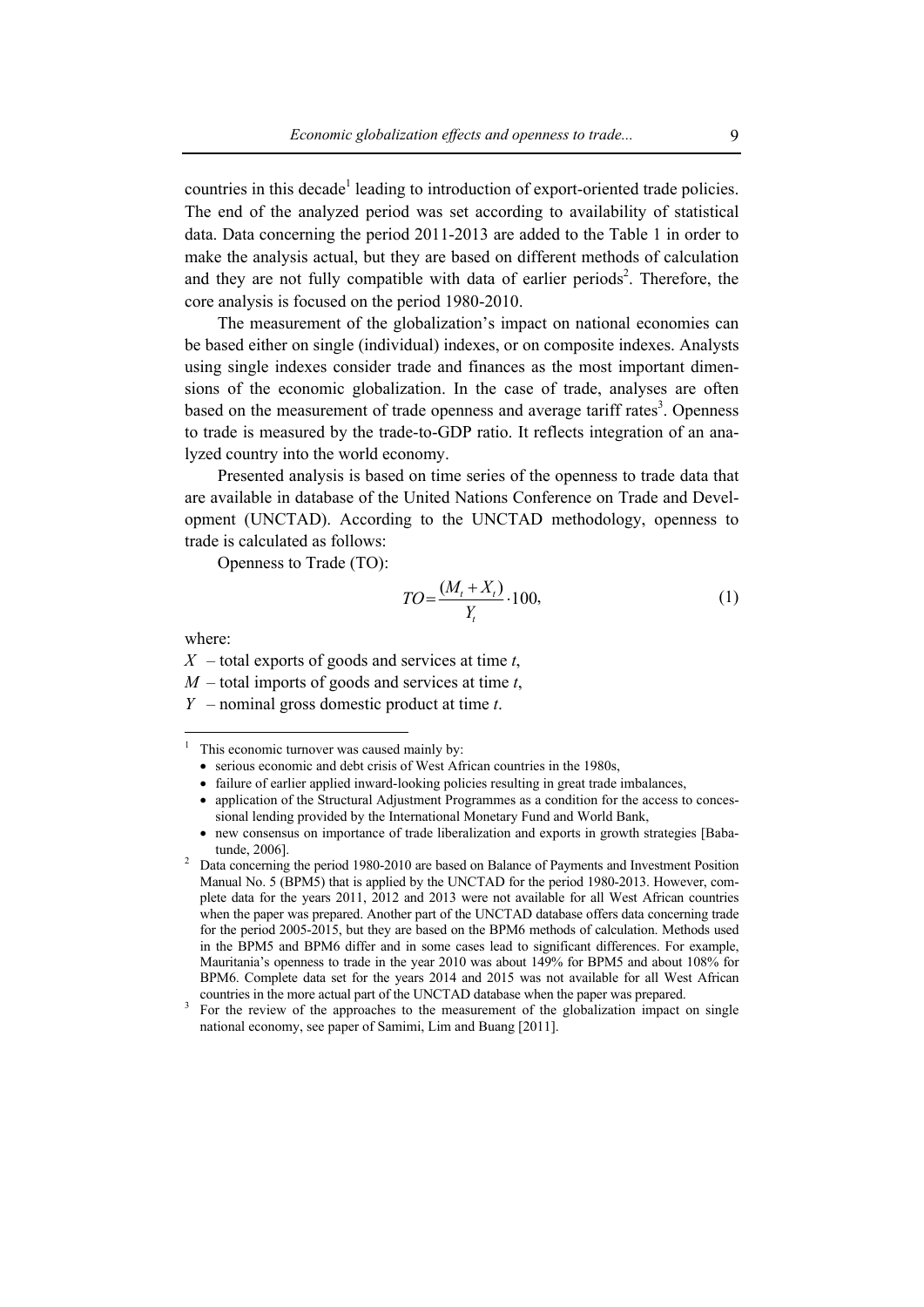countries in this decade[1] leading to introduction of export-oriented trade policies. The end of the analyzed period was set according to availability of statistical data. Data concerning the period 2011-2013 are added to the Table 1 in order to make the analysis actual, but they are based on different methods of calculation and they are not fully compatible with data of earlier periods[2]. Therefore, the core analysis is focused on the period 1980-2010.

The measurement of the globalization's impact on national economies can be based either on single (individual) indexes, or on composite indexes. Analysts using single indexes consider trade and finances as the most important dimensions of the economic globalization. In the case of trade, analyses are often based on the measurement of trade openness and average tariff rates[3]. Openness to trade is measured by the trade-to-GDP ratio. It reflects integration of an analyzed country into the world economy.

Presented analysis is based on time series of the openness to trade data that are available in database of the United Nations Conference on Trade and Development (UNCTAD). According to the UNCTAD methodology, openness to trade is calculated as follows:

Openness to Trade (TO):

$$TO = \frac{(M_t + X_t)}{Y_t} \cdot 100, \tag{1}$$

where:

$X$ – total exports of goods and services at time $t$,
$M$ – total imports of goods and services at time $t$,
$Y$ – nominal gross domestic product at time $t$.

---

[1] This economic turnover was caused mainly by:
- serious economic and debt crisis of West African countries in the 1980s,
- failure of earlier applied inward-looking policies resulting in great trade imbalances,
- application of the Structural Adjustment Programmes as a condition for the access to concessional lending provided by the International Monetary Fund and World Bank,
- new consensus on importance of trade liberalization and exports in growth strategies [Babatunde, 2006].

[2] Data concerning the period 1980-2010 are based on Balance of Payments and Investment Position Manual No. 5 (BPM5) that is applied by the UNCTAD for the period 1980-2013. However, complete data for the years 2011, 2012 and 2013 were not available for all West African countries when the paper was prepared. Another part of the UNCTAD database offers data concerning trade for the period 2005-2015, but they are based on the BPM6 methods of calculation. Methods used in the BPM5 and BPM6 differ and in some cases lead to significant differences. For example, Mauritania's openness to trade in the year 2010 was about 149% for BPM5 and about 108% for BPM6. Complete data set for the years 2014 and 2015 was not available for all West African countries in the more actual part of the UNCTAD database when the paper was prepared.

[3] For the review of the approaches to the measurement of the globalization impact on single national economy, see paper of Samimi, Lim and Buang [2011].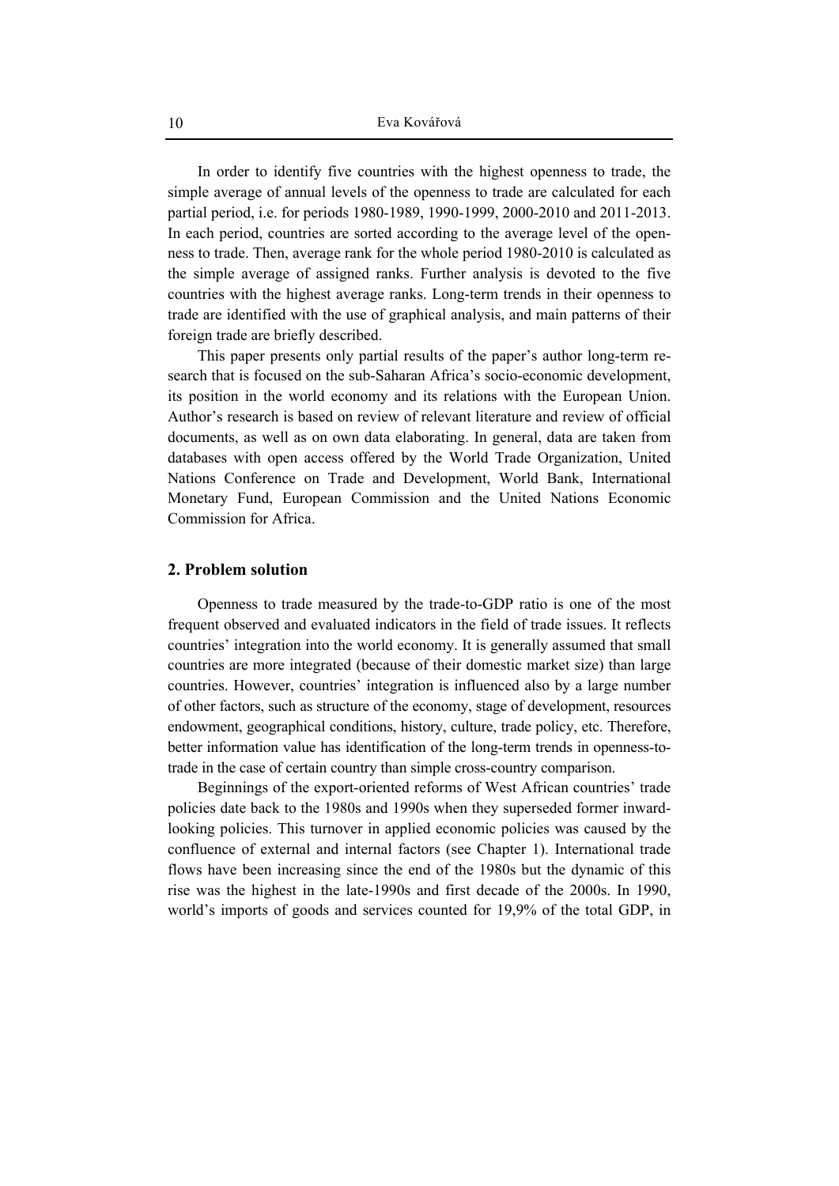In order to identify five countries with the highest openness to trade, the simple average of annual levels of the openness to trade are calculated for each partial period, i.e. for periods 1980-1989, 1990-1999, 2000-2010 and 2011-2013. In each period, countries are sorted according to the average level of the openness to trade. Then, average rank for the whole period 1980-2010 is calculated as the simple average of assigned ranks. Further analysis is devoted to the five countries with the highest average ranks. Long-term trends in their openness to trade are identified with the use of graphical analysis, and main patterns of their foreign trade are briefly described.

This paper presents only partial results of the paper's author long-term research that is focused on the sub-Saharan Africa's socio-economic development, its position in the world economy and its relations with the European Union. Author's research is based on review of relevant literature and review of official documents, as well as on own data elaborating. In general, data are taken from databases with open access offered by the World Trade Organization, United Nations Conference on Trade and Development, World Bank, International Monetary Fund, European Commission and the United Nations Economic Commission for Africa.

## 2. Problem solution

Openness to trade measured by the trade-to-GDP ratio is one of the most frequent observed and evaluated indicators in the field of trade issues. It reflects countries' integration into the world economy. It is generally assumed that small countries are more integrated (because of their domestic market size) than large countries. However, countries' integration is influenced also by a large number of other factors, such as structure of the economy, stage of development, resources endowment, geographical conditions, history, culture, trade policy, etc. Therefore, better information value has identification of the long-term trends in openness-to-trade in the case of certain country than simple cross-country comparison.

Beginnings of the export-oriented reforms of West African countries' trade policies date back to the 1980s and 1990s when they superseded former inward-looking policies. This turnover in applied economic policies was caused by the confluence of external and internal factors (see Chapter 1). International trade flows have been increasing since the end of the 1980s but the dynamic of this rise was the highest in the late-1990s and first decade of the 2000s. In 1990, world's imports of goods and services counted for 19,9% of the total GDP, in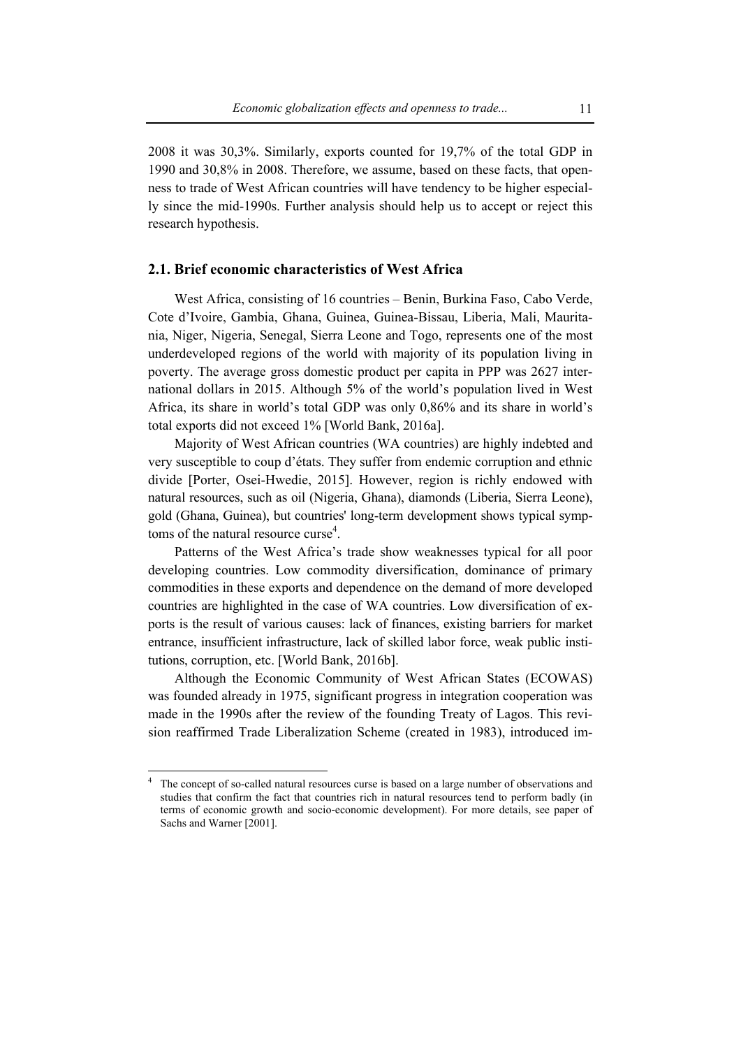2008 it was 30,3%. Similarly, exports counted for 19,7% of the total GDP in 1990 and 30,8% in 2008. Therefore, we assume, based on these facts, that openness to trade of West African countries will have tendency to be higher especially since the mid-1990s. Further analysis should help us to accept or reject this research hypothesis.

## 2.1. Brief economic characteristics of West Africa

West Africa, consisting of 16 countries – Benin, Burkina Faso, Cabo Verde, Cote d'Ivoire, Gambia, Ghana, Guinea, Guinea-Bissau, Liberia, Mali, Mauritania, Niger, Nigeria, Senegal, Sierra Leone and Togo, represents one of the most underdeveloped regions of the world with majority of its population living in poverty. The average gross domestic product per capita in PPP was 2627 international dollars in 2015. Although 5% of the world's population lived in West Africa, its share in world's total GDP was only 0,86% and its share in world's total exports did not exceed 1% [World Bank, 2016a].

Majority of West African countries (WA countries) are highly indebted and very susceptible to coup d'états. They suffer from endemic corruption and ethnic divide [Porter, Osei-Hwedie, 2015]. However, region is richly endowed with natural resources, such as oil (Nigeria, Ghana), diamonds (Liberia, Sierra Leone), gold (Ghana, Guinea), but countries' long-term development shows typical symptoms of the natural resource curse[4].

Patterns of the West Africa's trade show weaknesses typical for all poor developing countries. Low commodity diversification, dominance of primary commodities in these exports and dependence on the demand of more developed countries are highlighted in the case of WA countries. Low diversification of exports is the result of various causes: lack of finances, existing barriers for market entrance, insufficient infrastructure, lack of skilled labor force, weak public institutions, corruption, etc. [World Bank, 2016b].

Although the Economic Community of West African States (ECOWAS) was founded already in 1975, significant progress in integration cooperation was made in the 1990s after the review of the founding Treaty of Lagos. This revision reaffirmed Trade Liberalization Scheme (created in 1983), introduced im-

[4] The concept of so-called natural resources curse is based on a large number of observations and studies that confirm the fact that countries rich in natural resources tend to perform badly (in terms of economic growth and socio-economic development). For more details, see paper of Sachs and Warner [2001].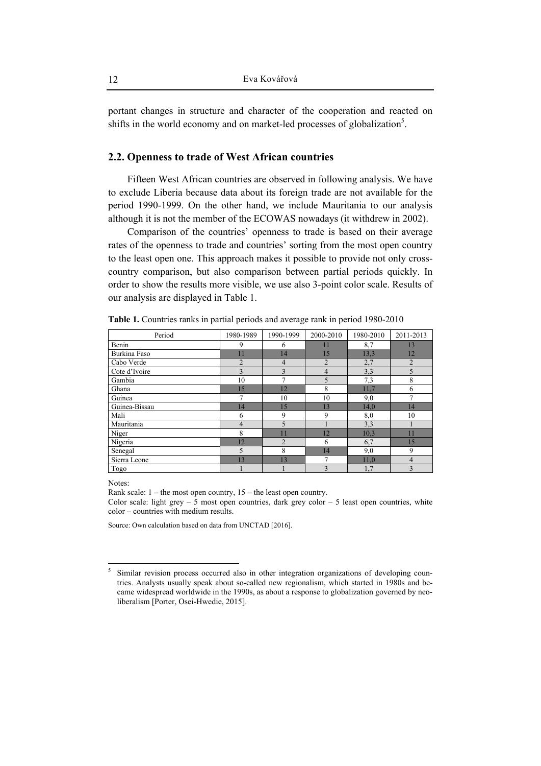portant changes in structure and character of the cooperation and reacted on shifts in the world economy and on market-led processes of globalization[5].

## 2.2. Openness to trade of West African countries

Fifteen West African countries are observed in following analysis. We have to exclude Liberia because data about its foreign trade are not available for the period 1990-1999. On the other hand, we include Mauritania to our analysis although it is not the member of the ECOWAS nowadays (it withdrew in 2002).

Comparison of the countries' openness to trade is based on their average rates of the openness to trade and countries' sorting from the most open country to the least open one. This approach makes it possible to provide not only cross-country comparison, but also comparison between partial periods quickly. In order to show the results more visible, we use also 3-point color scale. Results of our analysis are displayed in Table 1.

**Table 1.** Countries ranks in partial periods and average rank in period 1980-2010

| Period | 1980-1989 | 1990-1999 | 2000-2010 | 1980-2010 | 2011-2013 |
|---|---|---|---|---|---|
| Benin | 9 | 6 | 11 | 8,7 | 13 |
| Burkina Faso | 11 | 14 | 15 | 13,3 | 12 |
| Cabo Verde | 2 | 4 | 2 | 2,7 | 2 |
| Cote d'Ivoire | 3 | 3 | 4 | 3,3 | 5 |
| Gambia | 10 | 7 | 5 | 7,3 | 8 |
| Ghana | 15 | 12 | 8 | 11,7 | 6 |
| Guinea | 7 | 10 | 10 | 9,0 | 7 |
| Guinea-Bissau | 14 | 15 | 13 | 14,0 | 14 |
| Mali | 6 | 9 | 9 | 8,0 | 10 |
| Mauritania | 4 | 5 | 1 | 3,3 | 1 |
| Niger | 8 | 11 | 12 | 10,3 | 11 |
| Nigeria | 12 | 2 | 6 | 6,7 | 15 |
| Senegal | 5 | 8 | 14 | 9,0 | 9 |
| Sierra Leone | 13 | 13 | 7 | 11,0 | 4 |
| Togo | 1 | 1 | 3 | 1,7 | 3 |

Notes:

Rank scale: 1 – the most open country, 15 – the least open country.

Color scale: light grey – 5 most open countries, dark grey color – 5 least open countries, white color – countries with medium results.

Source: Own calculation based on data from UNCTAD [2016].

---

[5] Similar revision process occurred also in other integration organizations of developing countries. Analysts usually speak about so-called new regionalism, which started in 1980s and became widespread worldwide in the 1990s, as about a response to globalization governed by neo-liberalism [Porter, Osei-Hwedie, 2015].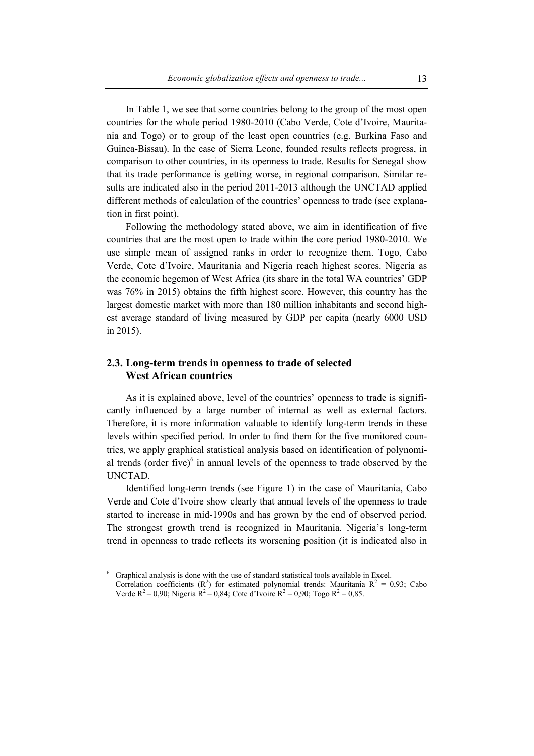In Table 1, we see that some countries belong to the group of the most open countries for the whole period 1980-2010 (Cabo Verde, Cote d'Ivoire, Mauritania and Togo) or to group of the least open countries (e.g. Burkina Faso and Guinea-Bissau). In the case of Sierra Leone, founded results reflects progress, in comparison to other countries, in its openness to trade. Results for Senegal show that its trade performance is getting worse, in regional comparison. Similar results are indicated also in the period 2011-2013 although the UNCTAD applied different methods of calculation of the countries' openness to trade (see explanation in first point).

Following the methodology stated above, we aim in identification of five countries that are the most open to trade within the core period 1980-2010. We use simple mean of assigned ranks in order to recognize them. Togo, Cabo Verde, Cote d'Ivoire, Mauritania and Nigeria reach highest scores. Nigeria as the economic hegemon of West Africa (its share in the total WA countries' GDP was 76% in 2015) obtains the fifth highest score. However, this country has the largest domestic market with more than 180 million inhabitants and second highest average standard of living measured by GDP per capita (nearly 6000 USD in 2015).

## 2.3. Long-term trends in openness to trade of selected West African countries

As it is explained above, level of the countries' openness to trade is significantly influenced by a large number of internal as well as external factors. Therefore, it is more information valuable to identify long-term trends in these levels within specified period. In order to find them for the five monitored countries, we apply graphical statistical analysis based on identification of polynomial trends (order five)[6] in annual levels of the openness to trade observed by the UNCTAD.

Identified long-term trends (see Figure 1) in the case of Mauritania, Cabo Verde and Cote d'Ivoire show clearly that annual levels of the openness to trade started to increase in mid-1990s and has grown by the end of observed period. The strongest growth trend is recognized in Mauritania. Nigeria's long-term trend in openness to trade reflects its worsening position (it is indicated also in

---

[6] Graphical analysis is done with the use of standard statistical tools available in Excel. Correlation coefficients ($R^2$) for estimated polynomial trends: Mauritania $R^2$ = 0,93; Cabo Verde $R^2$ = 0,90; Nigeria $R^2$ = 0,84; Cote d'Ivoire $R^2$ = 0,90; Togo $R^2$ = 0,85.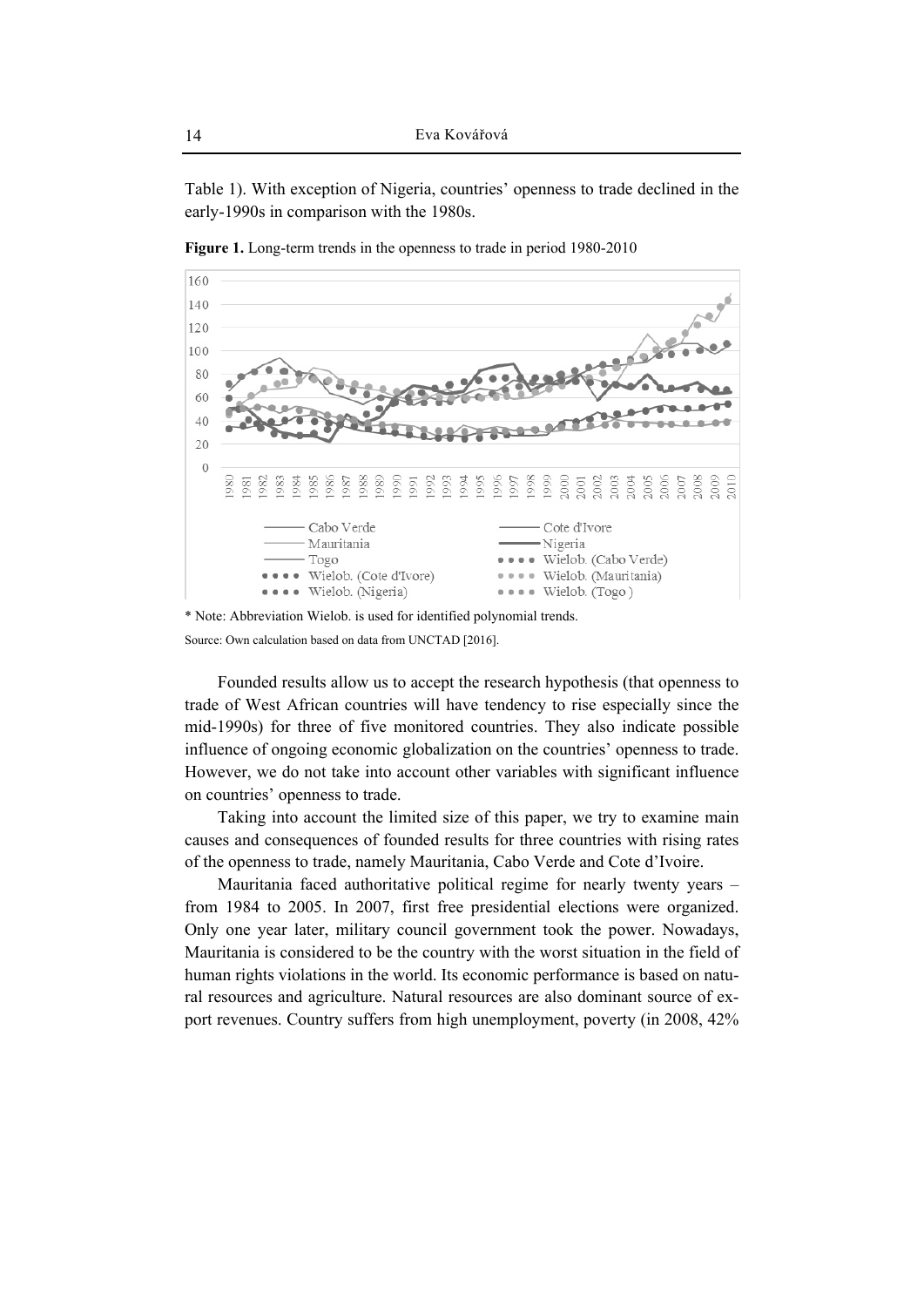Table 1). With exception of Nigeria, countries' openness to trade declined in the early-1990s in comparison with the 1980s.

**Figure 1.** Long-term trends in the openness to trade in period 1980-2010

\* Note: Abbreviation Wielob. is used for identified polynomial trends.

Source: Own calculation based on data from UNCTAD [2016].

Founded results allow us to accept the research hypothesis (that openness to trade of West African countries will have tendency to rise especially since the mid-1990s) for three of five monitored countries. They also indicate possible influence of ongoing economic globalization on the countries' openness to trade. However, we do not take into account other variables with significant influence on countries' openness to trade.

Taking into account the limited size of this paper, we try to examine main causes and consequences of founded results for three countries with rising rates of the openness to trade, namely Mauritania, Cabo Verde and Cote d'Ivoire.

Mauritania faced authoritative political regime for nearly twenty years – from 1984 to 2005. In 2007, first free presidential elections were organized. Only one year later, military council government took the power. Nowadays, Mauritania is considered to be the country with the worst situation in the field of human rights violations in the world. Its economic performance is based on natural resources and agriculture. Natural resources are also dominant source of export revenues. Country suffers from high unemployment, poverty (in 2008, 42%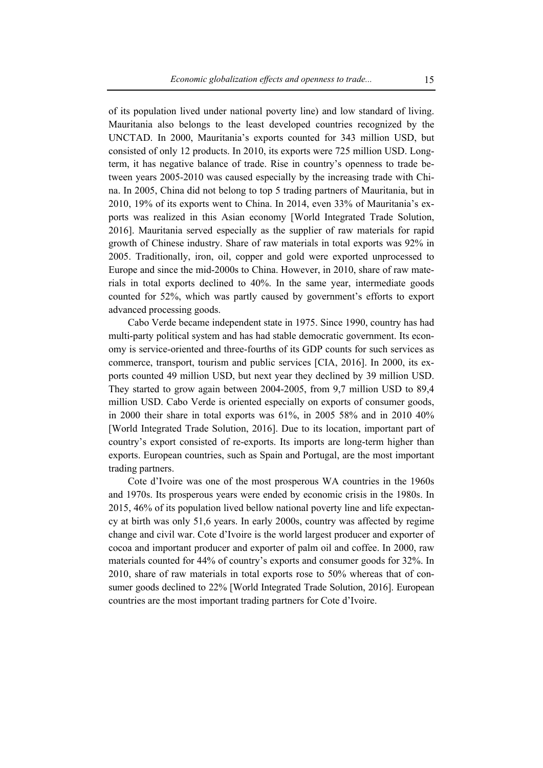of its population lived under national poverty line) and low standard of living. Mauritania also belongs to the least developed countries recognized by the UNCTAD. In 2000, Mauritania's exports counted for 343 million USD, but consisted of only 12 products. In 2010, its exports were 725 million USD. Long-term, it has negative balance of trade. Rise in country's openness to trade between years 2005-2010 was caused especially by the increasing trade with China. In 2005, China did not belong to top 5 trading partners of Mauritania, but in 2010, 19% of its exports went to China. In 2014, even 33% of Mauritania's exports was realized in this Asian economy [World Integrated Trade Solution, 2016]. Mauritania served especially as the supplier of raw materials for rapid growth of Chinese industry. Share of raw materials in total exports was 92% in 2005. Traditionally, iron, oil, copper and gold were exported unprocessed to Europe and since the mid-2000s to China. However, in 2010, share of raw materials in total exports declined to 40%. In the same year, intermediate goods counted for 52%, which was partly caused by government's efforts to export advanced processing goods.

Cabo Verde became independent state in 1975. Since 1990, country has had multi-party political system and has had stable democratic government. Its economy is service-oriented and three-fourths of its GDP counts for such services as commerce, transport, tourism and public services [CIA, 2016]. In 2000, its exports counted 49 million USD, but next year they declined by 39 million USD. They started to grow again between 2004-2005, from 9,7 million USD to 89,4 million USD. Cabo Verde is oriented especially on exports of consumer goods, in 2000 their share in total exports was 61%, in 2005 58% and in 2010 40% [World Integrated Trade Solution, 2016]. Due to its location, important part of country's export consisted of re-exports. Its imports are long-term higher than exports. European countries, such as Spain and Portugal, are the most important trading partners.

Cote d'Ivoire was one of the most prosperous WA countries in the 1960s and 1970s. Its prosperous years were ended by economic crisis in the 1980s. In 2015, 46% of its population lived bellow national poverty line and life expectancy at birth was only 51,6 years. In early 2000s, country was affected by regime change and civil war. Cote d'Ivoire is the world largest producer and exporter of cocoa and important producer and exporter of palm oil and coffee. In 2000, raw materials counted for 44% of country's exports and consumer goods for 32%. In 2010, share of raw materials in total exports rose to 50% whereas that of consumer goods declined to 22% [World Integrated Trade Solution, 2016]. European countries are the most important trading partners for Cote d'Ivoire.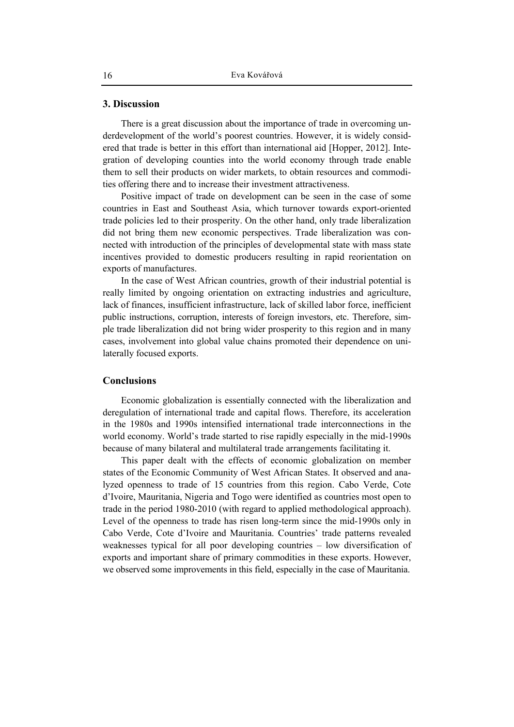## 3. Discussion

There is a great discussion about the importance of trade in overcoming underdevelopment of the world's poorest countries. However, it is widely considered that trade is better in this effort than international aid [Hopper, 2012]. Integration of developing counties into the world economy through trade enable them to sell their products on wider markets, to obtain resources and commodities offering there and to increase their investment attractiveness.

Positive impact of trade on development can be seen in the case of some countries in East and Southeast Asia, which turnover towards export-oriented trade policies led to their prosperity. On the other hand, only trade liberalization did not bring them new economic perspectives. Trade liberalization was connected with introduction of the principles of developmental state with mass state incentives provided to domestic producers resulting in rapid reorientation on exports of manufactures.

In the case of West African countries, growth of their industrial potential is really limited by ongoing orientation on extracting industries and agriculture, lack of finances, insufficient infrastructure, lack of skilled labor force, inefficient public instructions, corruption, interests of foreign investors, etc. Therefore, simple trade liberalization did not bring wider prosperity to this region and in many cases, involvement into global value chains promoted their dependence on unilaterally focused exports.

## Conclusions

Economic globalization is essentially connected with the liberalization and deregulation of international trade and capital flows. Therefore, its acceleration in the 1980s and 1990s intensified international trade interconnections in the world economy. World's trade started to rise rapidly especially in the mid-1990s because of many bilateral and multilateral trade arrangements facilitating it.

This paper dealt with the effects of economic globalization on member states of the Economic Community of West African States. It observed and analyzed openness to trade of 15 countries from this region. Cabo Verde, Cote d'Ivoire, Mauritania, Nigeria and Togo were identified as countries most open to trade in the period 1980-2010 (with regard to applied methodological approach). Level of the openness to trade has risen long-term since the mid-1990s only in Cabo Verde, Cote d'Ivoire and Mauritania. Countries' trade patterns revealed weaknesses typical for all poor developing countries – low diversification of exports and important share of primary commodities in these exports. However, we observed some improvements in this field, especially in the case of Mauritania.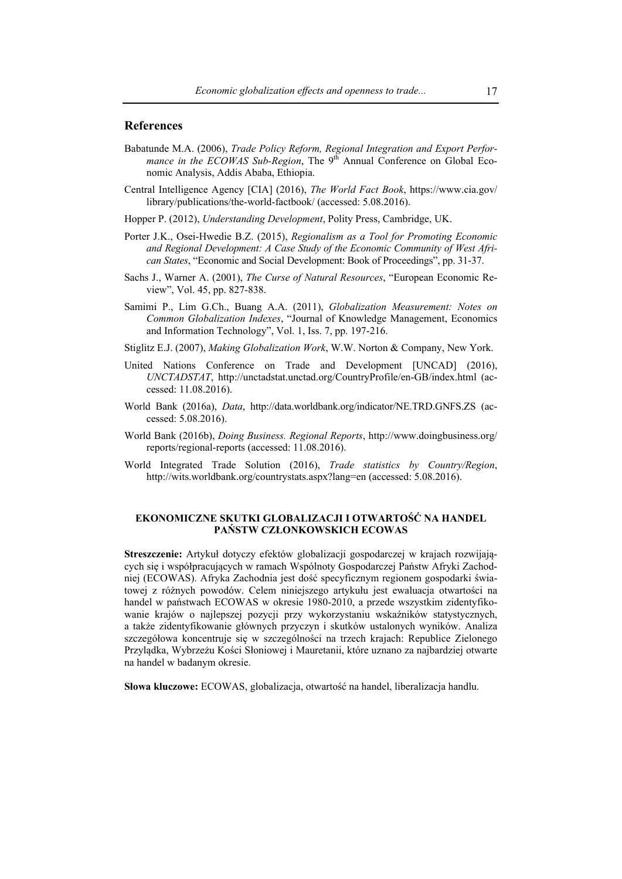## References

Babatunde M.A. (2006), *Trade Policy Reform, Regional Integration and Export Performance in the ECOWAS Sub-Region*, The 9th Annual Conference on Global Economic Analysis, Addis Ababa, Ethiopia.

Central Intelligence Agency [CIA] (2016), *The World Fact Book*, https://www.cia.gov/library/publications/the-world-factbook/ (accessed: 5.08.2016).

Hopper P. (2012), *Understanding Development*, Polity Press, Cambridge, UK.

Porter J.K., Osei-Hwedie B.Z. (2015), *Regionalism as a Tool for Promoting Economic and Regional Development: A Case Study of the Economic Community of West African States*, "Economic and Social Development: Book of Proceedings", pp. 31-37.

Sachs J., Warner A. (2001), *The Curse of Natural Resources*, "European Economic Review", Vol. 45, pp. 827-838.

Samimi P., Lim G.Ch., Buang A.A. (2011), *Globalization Measurement: Notes on Common Globalization Indexes*, "Journal of Knowledge Management, Economics and Information Technology", Vol. 1, Iss. 7, pp. 197-216.

Stiglitz E.J. (2007), *Making Globalization Work*, W.W. Norton & Company, New York.

United Nations Conference on Trade and Development [UNCAD] (2016), *UNCTADSTAT*, http://unctadstat.unctad.org/CountryProfile/en-GB/index.html (accessed: 11.08.2016).

World Bank (2016a), *Data*, http://data.worldbank.org/indicator/NE.TRD.GNFS.ZS (accessed: 5.08.2016).

World Bank (2016b), *Doing Business. Regional Reports*, http://www.doingbusiness.org/reports/regional-reports (accessed: 11.08.2016).

World Integrated Trade Solution (2016), *Trade statistics by Country/Region*, http://wits.worldbank.org/countrystats.aspx?lang=en (accessed: 5.08.2016).

### EKONOMICZNE SKUTKI GLOBALIZACJI I OTWARTOŚĆ NA HANDEL PAŃSTW CZŁONKOWSKICH ECOWAS

**Streszczenie:** Artykuł dotyczy efektów globalizacji gospodarczej w krajach rozwijających się i współpracujących w ramach Wspólnoty Gospodarczej Państw Afryki Zachodniej (ECOWAS). Afryka Zachodnia jest dość specyficznym regionem gospodarki światowej z różnych powodów. Celem niniejszego artykułu jest ewaluacja otwartości na handel w państwach ECOWAS w okresie 1980-2010, a przede wszystkim zidentyfikowanie krajów o najlepszej pozycji przy wykorzystaniu wskaźników statystycznych, a także zidentyfikowanie głównych przyczyn i skutków ustalonych wyników. Analiza szczegółowa koncentruje się w szczególności na trzech krajach: Republice Zielonego Przylądka, Wybrzeżu Kości Słoniowej i Mauretanii, które uznano za najbardziej otwarte na handel w badanym okresie.

**Słowa kluczowe:** ECOWAS, globalizacja, otwartość na handel, liberalizacja handlu.